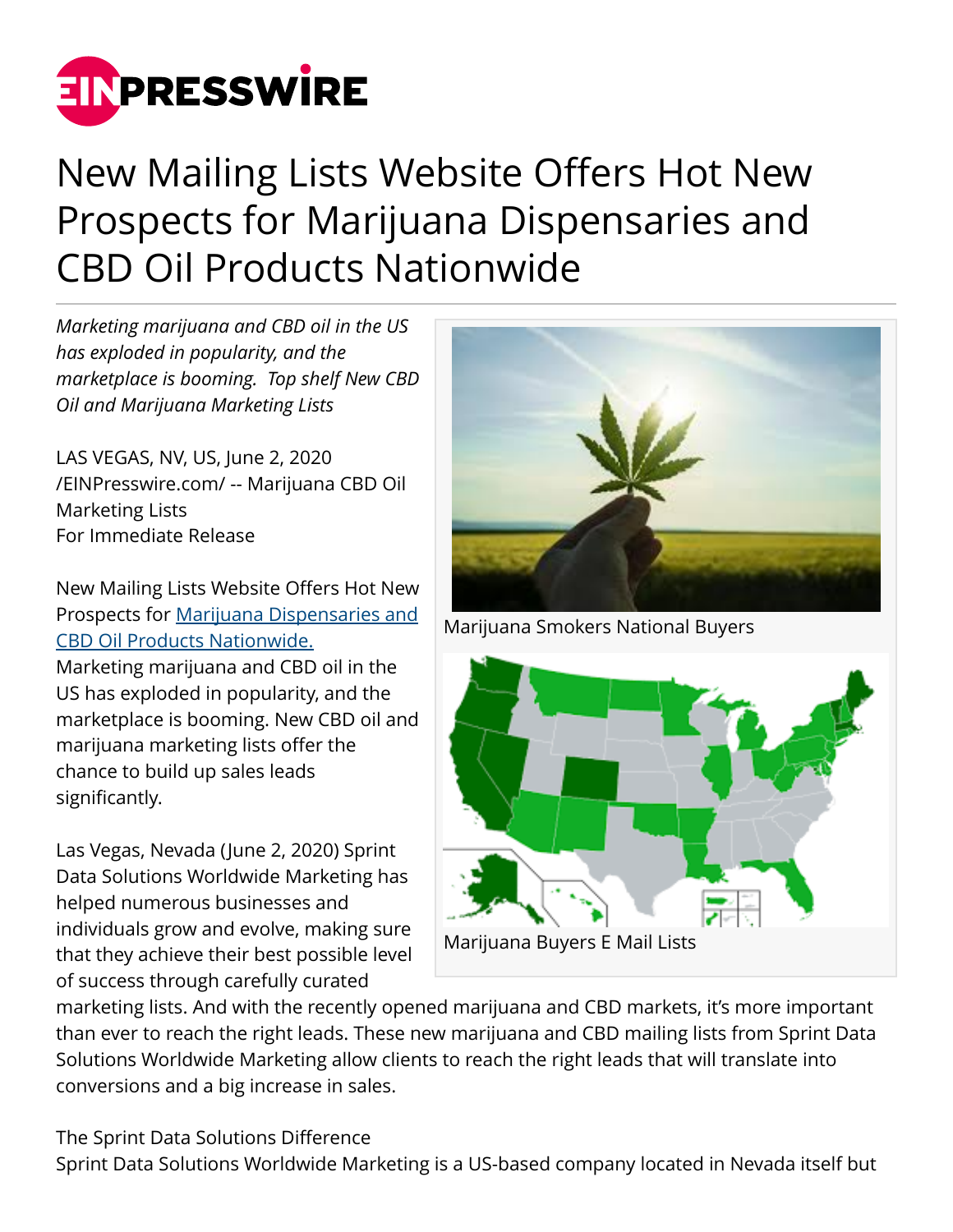# New Mailing Lists Website Offers Hot New Prospects for Marijuana Dispensaries and CBD Oil Products Nationwide

*Marketing marijuana and CBD oil in the US has exploded in popularity, and the marketplace is booming. Top shelf New CBD Oil and Marijuana Marketing Lists*

LAS VEGAS, NV, US, June 2, 2020 /EINPresswire.com/ -- Marijuana CBD Oil Marketing Lists
For Immediate Release

New Mailing Lists Website Offers Hot New Prospects for [Marijuana Dispensaries and CBD Oil Products Nationwide.](#)
Marketing marijuana and CBD oil in the US has exploded in popularity, and the marketplace is booming. New CBD oil and marijuana marketing lists offer the chance to build up sales leads significantly.

Marijuana Smokers National Buyers

Marijuana Buyers E Mail Lists

Las Vegas, Nevada (June 2, 2020) Sprint Data Solutions Worldwide Marketing has helped numerous businesses and individuals grow and evolve, making sure that they achieve their best possible level of success through carefully curated marketing lists. And with the recently opened marijuana and CBD markets, it's more important than ever to reach the right leads. These new marijuana and CBD mailing lists from Sprint Data Solutions Worldwide Marketing allow clients to reach the right leads that will translate into conversions and a big increase in sales.

The Sprint Data Solutions Difference
Sprint Data Solutions Worldwide Marketing is a US-based company located in Nevada itself but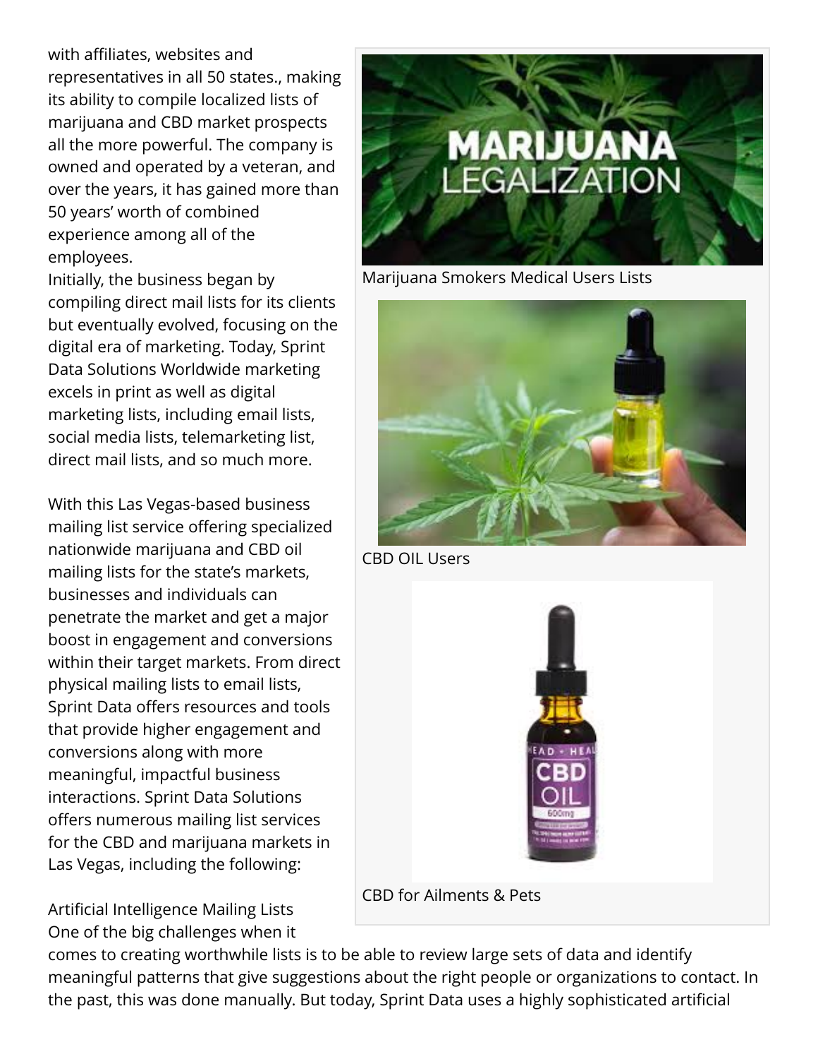with affiliates, websites and representatives in all 50 states., making its ability to compile localized lists of marijuana and CBD market prospects all the more powerful. The company is owned and operated by a veteran, and over the years, it has gained more than 50 years' worth of combined experience among all of the employees.

Initially, the business began by compiling direct mail lists for its clients but eventually evolved, focusing on the digital era of marketing. Today, Sprint Data Solutions Worldwide marketing excels in print as well as digital marketing lists, including email lists, social media lists, telemarketing list, direct mail lists, and so much more.

With this Las Vegas-based business mailing list service offering specialized nationwide marijuana and CBD oil mailing lists for the state's markets, businesses and individuals can penetrate the market and get a major boost in engagement and conversions within their target markets. From direct physical mailing lists to email lists, Sprint Data offers resources and tools that provide higher engagement and conversions along with more meaningful, impactful business interactions. Sprint Data Solutions offers numerous mailing list services for the CBD and marijuana markets in Las Vegas, including the following:

Marijuana Smokers Medical Users Lists

CBD OIL Users

CBD for Ailments & Pets

Artificial Intelligence Mailing Lists
One of the big challenges when it comes to creating worthwhile lists is to be able to review large sets of data and identify meaningful patterns that give suggestions about the right people or organizations to contact. In the past, this was done manually. But today, Sprint Data uses a highly sophisticated artificial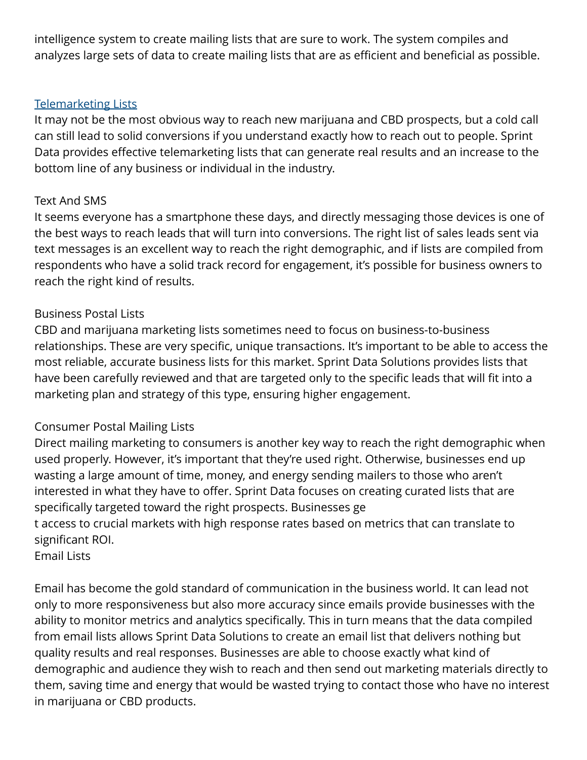intelligence system to create mailing lists that are sure to work. The system compiles and analyzes large sets of data to create mailing lists that are as efficient and beneficial as possible.

[Telemarketing Lists]

It may not be the most obvious way to reach new marijuana and CBD prospects, but a cold call can still lead to solid conversions if you understand exactly how to reach out to people. Sprint Data provides effective telemarketing lists that can generate real results and an increase to the bottom line of any business or individual in the industry.

Text And SMS

It seems everyone has a smartphone these days, and directly messaging those devices is one of the best ways to reach leads that will turn into conversions. The right list of sales leads sent via text messages is an excellent way to reach the right demographic, and if lists are compiled from respondents who have a solid track record for engagement, it's possible for business owners to reach the right kind of results.

Business Postal Lists

CBD and marijuana marketing lists sometimes need to focus on business-to-business relationships. These are very specific, unique transactions. It's important to be able to access the most reliable, accurate business lists for this market. Sprint Data Solutions provides lists that have been carefully reviewed and that are targeted only to the specific leads that will fit into a marketing plan and strategy of this type, ensuring higher engagement.

Consumer Postal Mailing Lists

Direct mailing marketing to consumers is another key way to reach the right demographic when used properly. However, it's important that they're used right. Otherwise, businesses end up wasting a large amount of time, money, and energy sending mailers to those who aren't interested in what they have to offer. Sprint Data focuses on creating curated lists that are specifically targeted toward the right prospects. Businesses ge
t access to crucial markets with high response rates based on metrics that can translate to significant ROI.

Email Lists

Email has become the gold standard of communication in the business world. It can lead not only to more responsiveness but also more accuracy since emails provide businesses with the ability to monitor metrics and analytics specifically. This in turn means that the data compiled from email lists allows Sprint Data Solutions to create an email list that delivers nothing but quality results and real responses. Businesses are able to choose exactly what kind of demographic and audience they wish to reach and then send out marketing materials directly to them, saving time and energy that would be wasted trying to contact those who have no interest in marijuana or CBD products.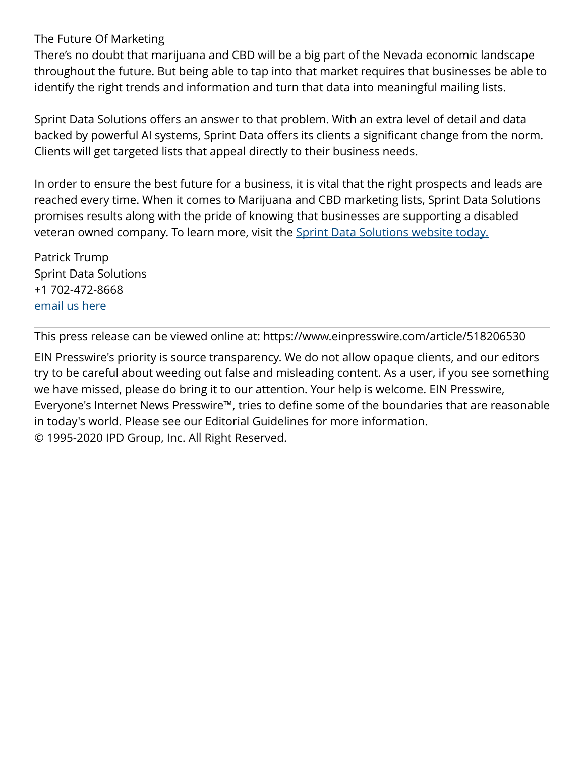The Future Of Marketing
There's no doubt that marijuana and CBD will be a big part of the Nevada economic landscape throughout the future. But being able to tap into that market requires that businesses be able to identify the right trends and information and turn that data into meaningful mailing lists.

Sprint Data Solutions offers an answer to that problem. With an extra level of detail and data backed by powerful AI systems, Sprint Data offers its clients a significant change from the norm. Clients will get targeted lists that appeal directly to their business needs.

In order to ensure the best future for a business, it is vital that the right prospects and leads are reached every time. When it comes to Marijuana and CBD marketing lists, Sprint Data Solutions promises results along with the pride of knowing that businesses are supporting a disabled veteran owned company. To learn more, visit the Sprint Data Solutions website today.

Patrick Trump
Sprint Data Solutions
+1 702-472-8668
email us here

---

This press release can be viewed online at: https://www.einpresswire.com/article/518206530

EIN Presswire's priority is source transparency. We do not allow opaque clients, and our editors try to be careful about weeding out false and misleading content. As a user, if you see something we have missed, please do bring it to our attention. Your help is welcome. EIN Presswire, Everyone's Internet News Presswire™, tries to define some of the boundaries that are reasonable in today's world. Please see our Editorial Guidelines for more information.
© 1995-2020 IPD Group, Inc. All Right Reserved.